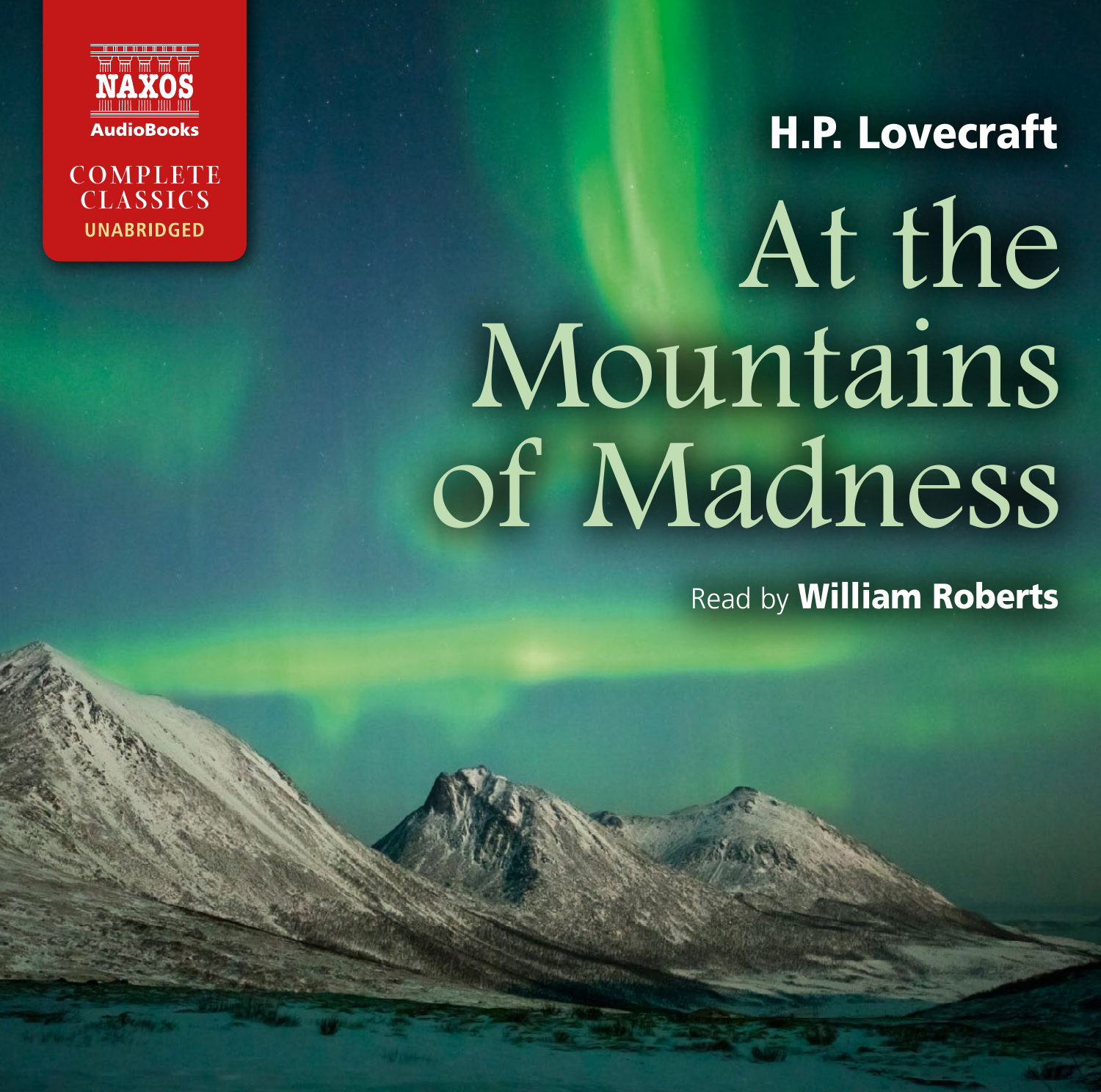NAXOS AudioBooks

COMPLETE CLASSICS
UNABRIDGED

**H.P. Lovecraft**

# At the Mountains of Madness

Read by **William Roberts**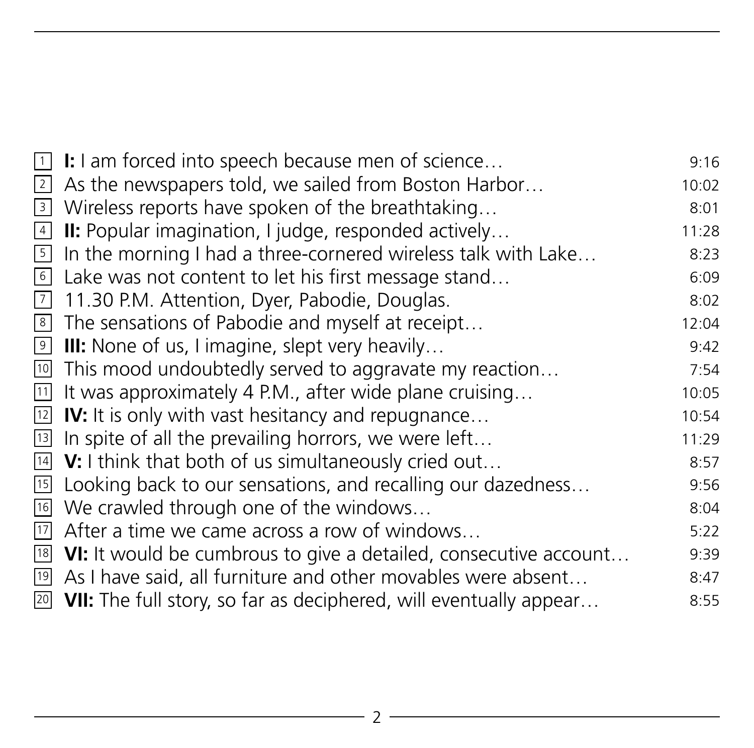| | | |
|---|---|---|
| 1 | **I:** I am forced into speech because men of science… | 9:16 |
| 2 | As the newspapers told, we sailed from Boston Harbor… | 10:02 |
| 3 | Wireless reports have spoken of the breathtaking… | 8:01 |
| 4 | **II:** Popular imagination, I judge, responded actively… | 11:28 |
| 5 | In the morning I had a three-cornered wireless talk with Lake… | 8:23 |
| 6 | Lake was not content to let his first message stand… | 6:09 |
| 7 | 11.30 P.M. Attention, Dyer, Pabodie, Douglas. | 8:02 |
| 8 | The sensations of Pabodie and myself at receipt… | 12:04 |
| 9 | **III:** None of us, I imagine, slept very heavily… | 9:42 |
| 10 | This mood undoubtedly served to aggravate my reaction… | 7:54 |
| 11 | It was approximately 4 P.M., after wide plane cruising… | 10:05 |
| 12 | **IV:** It is only with vast hesitancy and repugnance… | 10:54 |
| 13 | In spite of all the prevailing horrors, we were left… | 11:29 |
| 14 | **V:** I think that both of us simultaneously cried out… | 8:57 |
| 15 | Looking back to our sensations, and recalling our dazedness… | 9:56 |
| 16 | We crawled through one of the windows… | 8:04 |
| 17 | After a time we came across a row of windows… | 5:22 |
| 18 | **VI:** It would be cumbrous to give a detailed, consecutive account… | 9:39 |
| 19 | As I have said, all furniture and other movables were absent… | 8:47 |
| 20 | **VII:** The full story, so far as deciphered, will eventually appear… | 8:55 |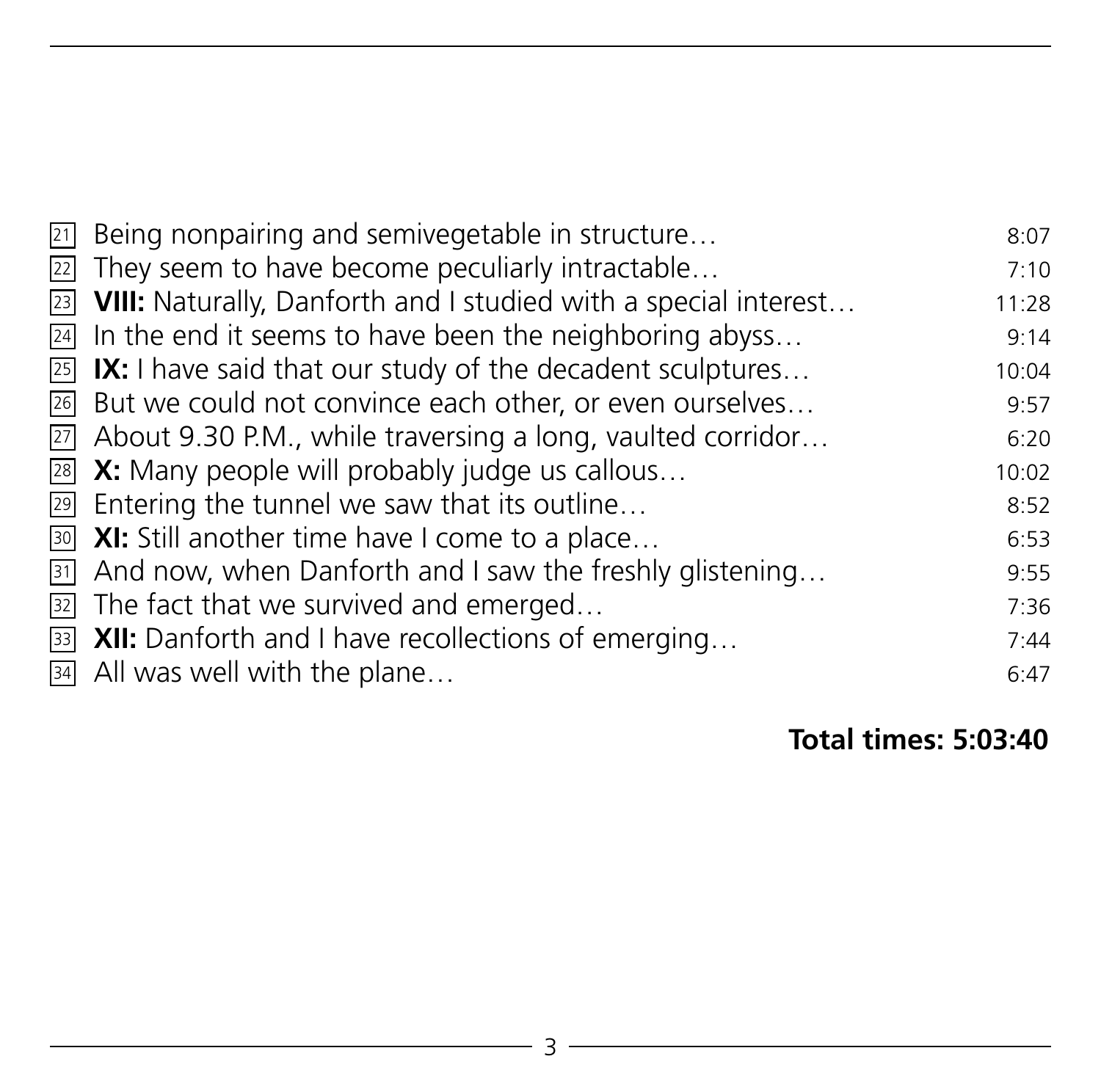| | | |
|---|---|---|
| 21 | Being nonpairing and semivegetable in structure… | 8:07 |
| 22 | They seem to have become peculiarly intractable… | 7:10 |
| 23 | **VIII:** Naturally, Danforth and I studied with a special interest… | 11:28 |
| 24 | In the end it seems to have been the neighboring abyss… | 9:14 |
| 25 | **IX:** I have said that our study of the decadent sculptures… | 10:04 |
| 26 | But we could not convince each other, or even ourselves… | 9:57 |
| 27 | About 9.30 P.M., while traversing a long, vaulted corridor… | 6:20 |
| 28 | **X:** Many people will probably judge us callous… | 10:02 |
| 29 | Entering the tunnel we saw that its outline… | 8:52 |
| 30 | **XI:** Still another time have I come to a place… | 6:53 |
| 31 | And now, when Danforth and I saw the freshly glistening… | 9:55 |
| 32 | The fact that we survived and emerged… | 7:36 |
| 33 | **XII:** Danforth and I have recollections of emerging… | 7:44 |
| 34 | All was well with the plane… | 6:47 |

**Total times: 5:03:40**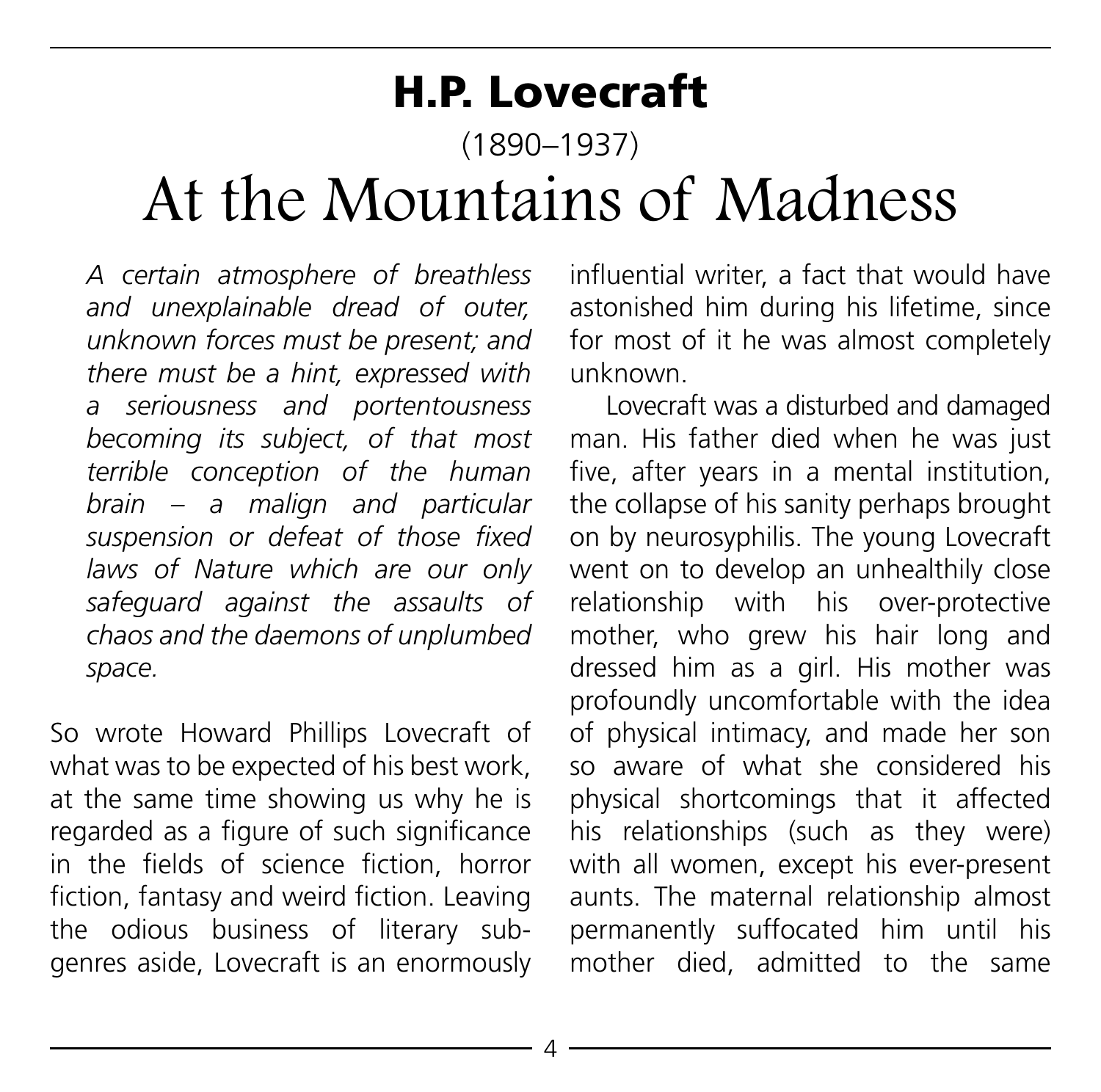# H.P. Lovecraft

(1890–1937)

# At the Mountains of Madness

*A certain atmosphere of breathless and unexplainable dread of outer, unknown forces must be present; and there must be a hint, expressed with a seriousness and portentousness becoming its subject, of that most terrible conception of the human brain – a malign and particular suspension or defeat of those fixed laws of Nature which are our only safeguard against the assaults of chaos and the daemons of unplumbed space.*

So wrote Howard Phillips Lovecraft of what was to be expected of his best work, at the same time showing us why he is regarded as a figure of such significance in the fields of science fiction, horror fiction, fantasy and weird fiction. Leaving the odious business of literary sub-genres aside, Lovecraft is an enormously influential writer, a fact that would have astonished him during his lifetime, since for most of it he was almost completely unknown.

Lovecraft was a disturbed and damaged man. His father died when he was just five, after years in a mental institution, the collapse of his sanity perhaps brought on by neurosyphilis. The young Lovecraft went on to develop an unhealthily close relationship with his over-protective mother, who grew his hair long and dressed him as a girl. His mother was profoundly uncomfortable with the idea of physical intimacy, and made her son so aware of what she considered his physical shortcomings that it affected his relationships (such as they were) with all women, except his ever-present aunts. The maternal relationship almost permanently suffocated him until his mother died, admitted to the same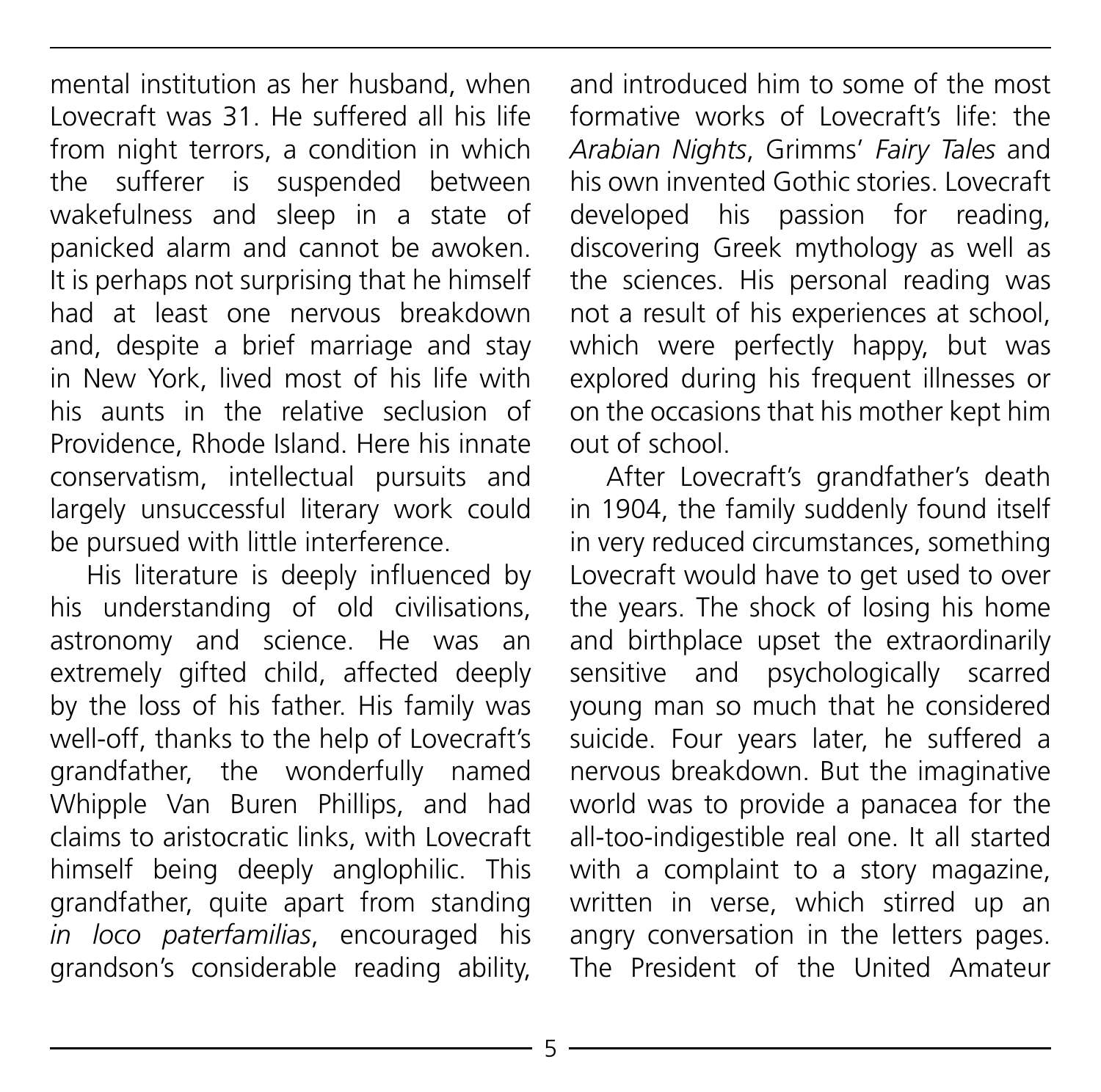mental institution as her husband, when Lovecraft was 31. He suffered all his life from night terrors, a condition in which the sufferer is suspended between wakefulness and sleep in a state of panicked alarm and cannot be awoken. It is perhaps not surprising that he himself had at least one nervous breakdown and, despite a brief marriage and stay in New York, lived most of his life with his aunts in the relative seclusion of Providence, Rhode Island. Here his innate conservatism, intellectual pursuits and largely unsuccessful literary work could be pursued with little interference.

His literature is deeply influenced by his understanding of old civilisations, astronomy and science. He was an extremely gifted child, affected deeply by the loss of his father. His family was well-off, thanks to the help of Lovecraft's grandfather, the wonderfully named Whipple Van Buren Phillips, and had claims to aristocratic links, with Lovecraft himself being deeply anglophilic. This grandfather, quite apart from standing *in loco paterfamilias*, encouraged his grandson's considerable reading ability, and introduced him to some of the most formative works of Lovecraft's life: the *Arabian Nights*, Grimms' *Fairy Tales* and his own invented Gothic stories. Lovecraft developed his passion for reading, discovering Greek mythology as well as the sciences. His personal reading was not a result of his experiences at school, which were perfectly happy, but was explored during his frequent illnesses or on the occasions that his mother kept him out of school.

After Lovecraft's grandfather's death in 1904, the family suddenly found itself in very reduced circumstances, something Lovecraft would have to get used to over the years. The shock of losing his home and birthplace upset the extraordinarily sensitive and psychologically scarred young man so much that he considered suicide. Four years later, he suffered a nervous breakdown. But the imaginative world was to provide a panacea for the all-too-indigestible real one. It all started with a complaint to a story magazine, written in verse, which stirred up an angry conversation in the letters pages. The President of the United Amateur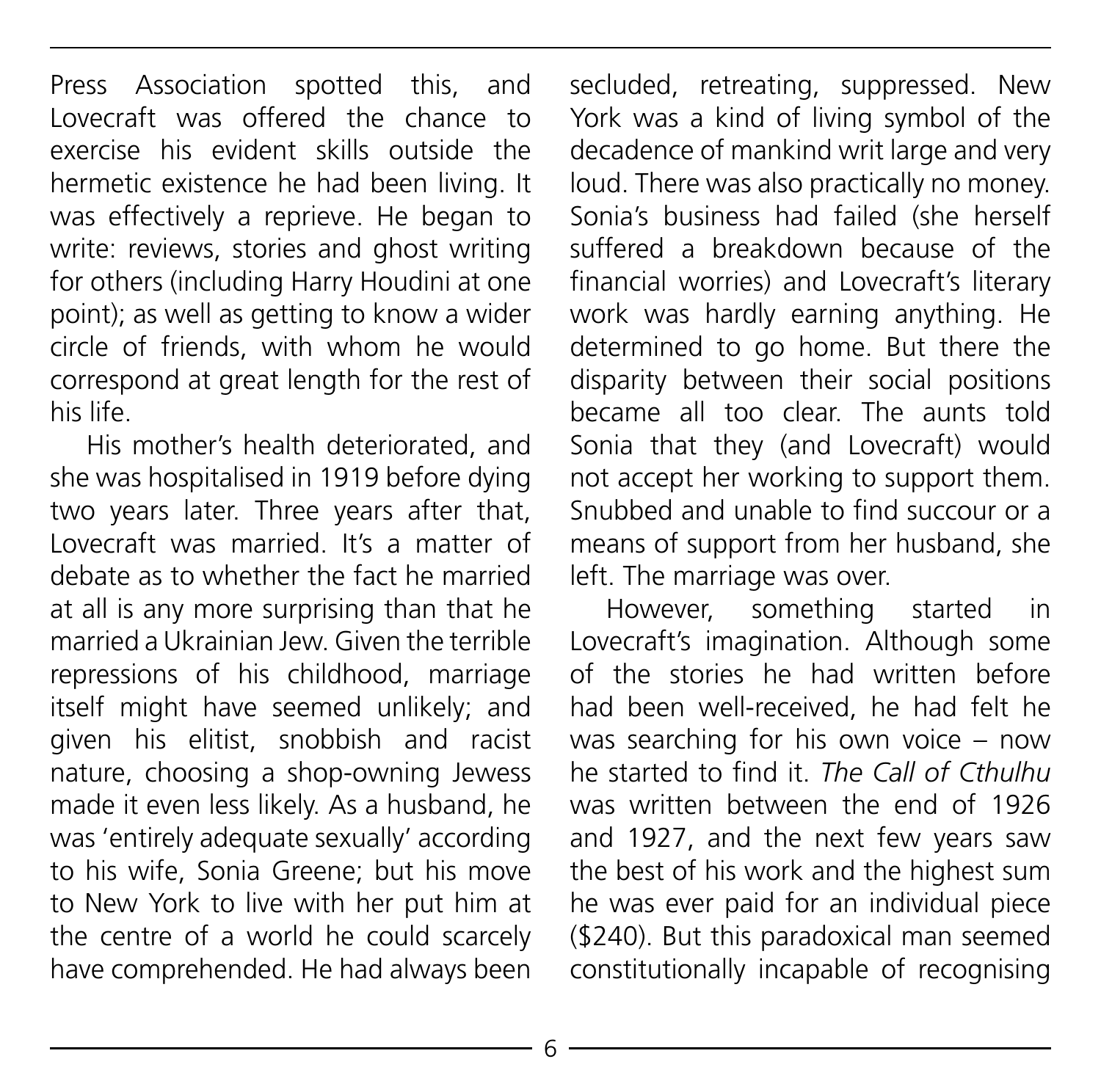Press Association spotted this, and Lovecraft was offered the chance to exercise his evident skills outside the hermetic existence he had been living. It was effectively a reprieve. He began to write: reviews, stories and ghost writing for others (including Harry Houdini at one point); as well as getting to know a wider circle of friends, with whom he would correspond at great length for the rest of his life.

His mother's health deteriorated, and she was hospitalised in 1919 before dying two years later. Three years after that, Lovecraft was married. It's a matter of debate as to whether the fact he married at all is any more surprising than that he married a Ukrainian Jew. Given the terrible repressions of his childhood, marriage itself might have seemed unlikely; and given his elitist, snobbish and racist nature, choosing a shop-owning Jewess made it even less likely. As a husband, he was 'entirely adequate sexually' according to his wife, Sonia Greene; but his move to New York to live with her put him at the centre of a world he could scarcely have comprehended. He had always been secluded, retreating, suppressed. New York was a kind of living symbol of the decadence of mankind writ large and very loud. There was also practically no money. Sonia's business had failed (she herself suffered a breakdown because of the financial worries) and Lovecraft's literary work was hardly earning anything. He determined to go home. But there the disparity between their social positions became all too clear. The aunts told Sonia that they (and Lovecraft) would not accept her working to support them. Snubbed and unable to find succour or a means of support from her husband, she left. The marriage was over.

However, something started in Lovecraft's imagination. Although some of the stories he had written before had been well-received, he had felt he was searching for his own voice – now he started to find it. *The Call of Cthulhu* was written between the end of 1926 and 1927, and the next few years saw the best of his work and the highest sum he was ever paid for an individual piece ($240). But this paradoxical man seemed constitutionally incapable of recognising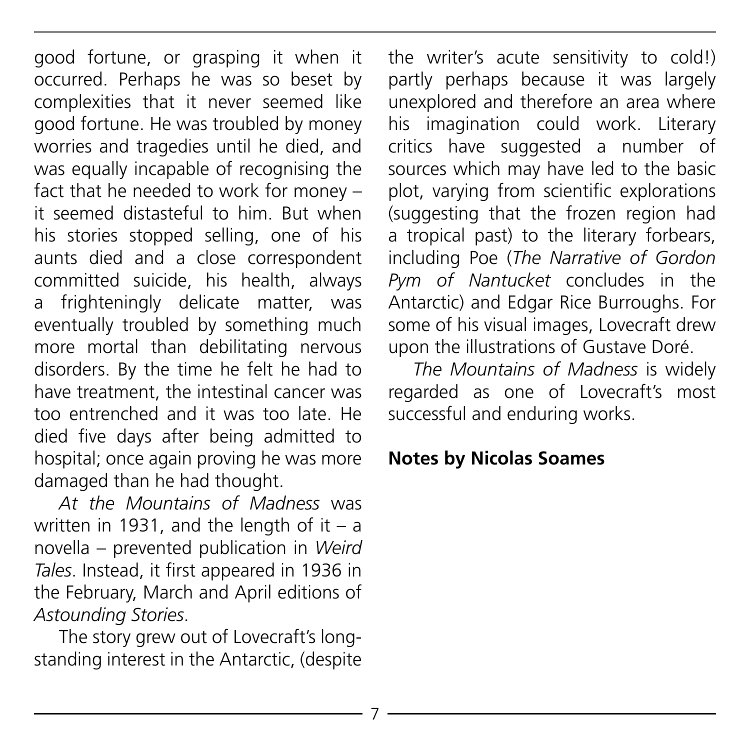good fortune, or grasping it when it occurred. Perhaps he was so beset by complexities that it never seemed like good fortune. He was troubled by money worries and tragedies until he died, and was equally incapable of recognising the fact that he needed to work for money – it seemed distasteful to him. But when his stories stopped selling, one of his aunts died and a close correspondent committed suicide, his health, always a frighteningly delicate matter, was eventually troubled by something much more mortal than debilitating nervous disorders. By the time he felt he had to have treatment, the intestinal cancer was too entrenched and it was too late. He died five days after being admitted to hospital; once again proving he was more damaged than he had thought.

*At the Mountains of Madness* was written in 1931, and the length of it – a novella – prevented publication in *Weird Tales*. Instead, it first appeared in 1936 in the February, March and April editions of *Astounding Stories*.

The story grew out of Lovecraft's long-standing interest in the Antarctic, (despite the writer's acute sensitivity to cold!) partly perhaps because it was largely unexplored and therefore an area where his imagination could work. Literary critics have suggested a number of sources which may have led to the basic plot, varying from scientific explorations (suggesting that the frozen region had a tropical past) to the literary forbears, including Poe (*The Narrative of Gordon Pym of Nantucket* concludes in the Antarctic) and Edgar Rice Burroughs. For some of his visual images, Lovecraft drew upon the illustrations of Gustave Doré.

*The Mountains of Madness* is widely regarded as one of Lovecraft's most successful and enduring works.

**Notes by Nicolas Soames**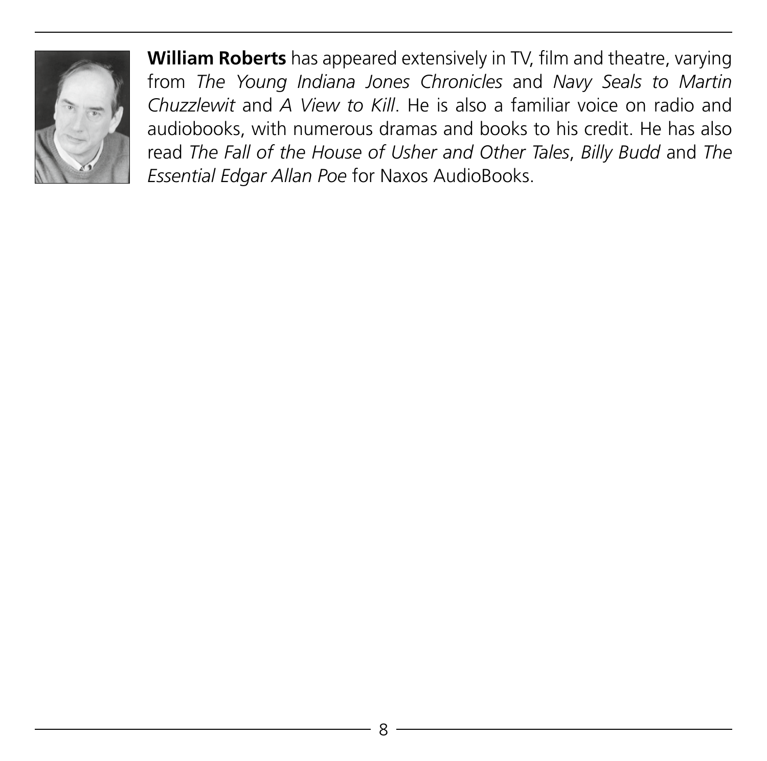**William Roberts** has appeared extensively in TV, film and theatre, varying from *The Young Indiana Jones Chronicles* and *Navy Seals to Martin Chuzzlewit* and *A View to Kill*. He is also a familiar voice on radio and audiobooks, with numerous dramas and books to his credit. He has also read *The Fall of the House of Usher and Other Tales*, *Billy Budd* and *The Essential Edgar Allan Poe* for Naxos AudioBooks.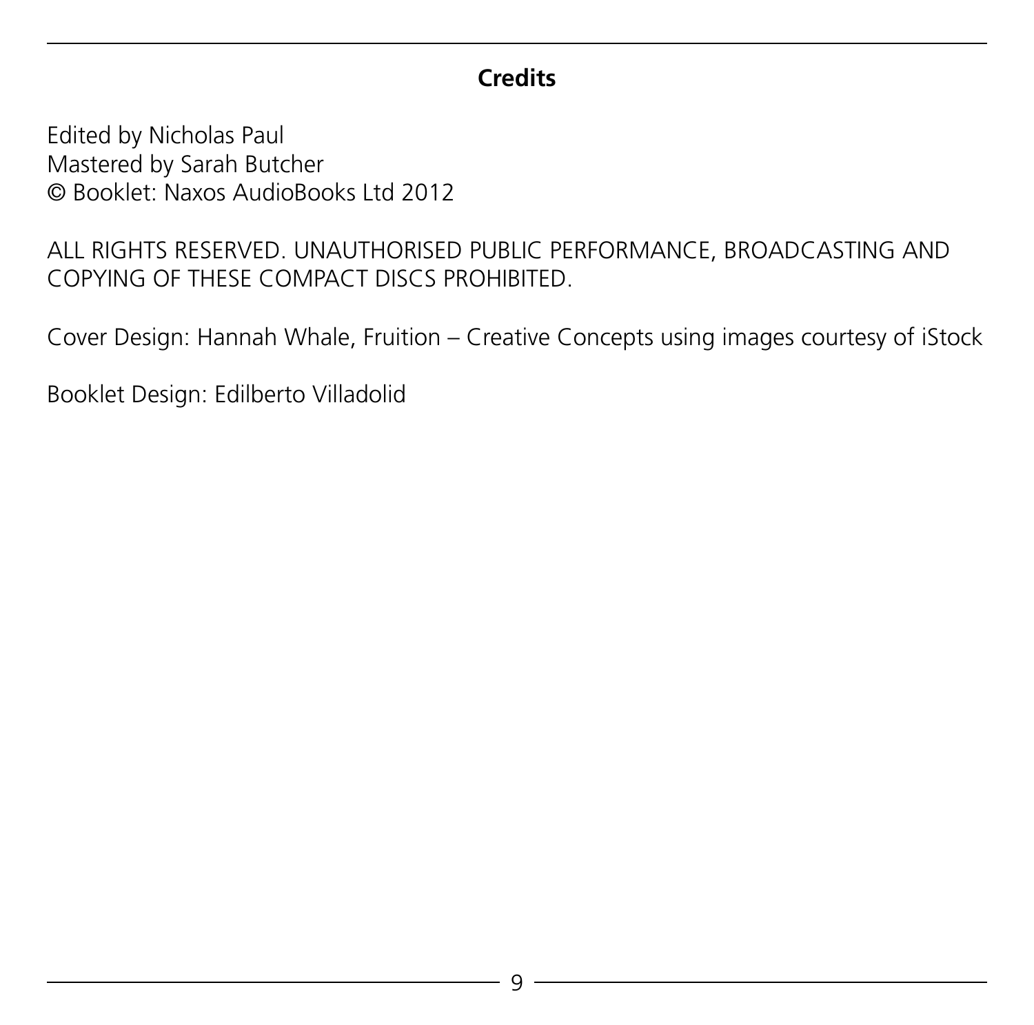## Credits

Edited by Nicholas Paul
Mastered by Sarah Butcher
© Booklet: Naxos AudioBooks Ltd 2012

ALL RIGHTS RESERVED. UNAUTHORISED PUBLIC PERFORMANCE, BROADCASTING AND COPYING OF THESE COMPACT DISCS PROHIBITED.

Cover Design: Hannah Whale, Fruition – Creative Concepts using images courtesy of iStock

Booklet Design: Edilberto Villadolid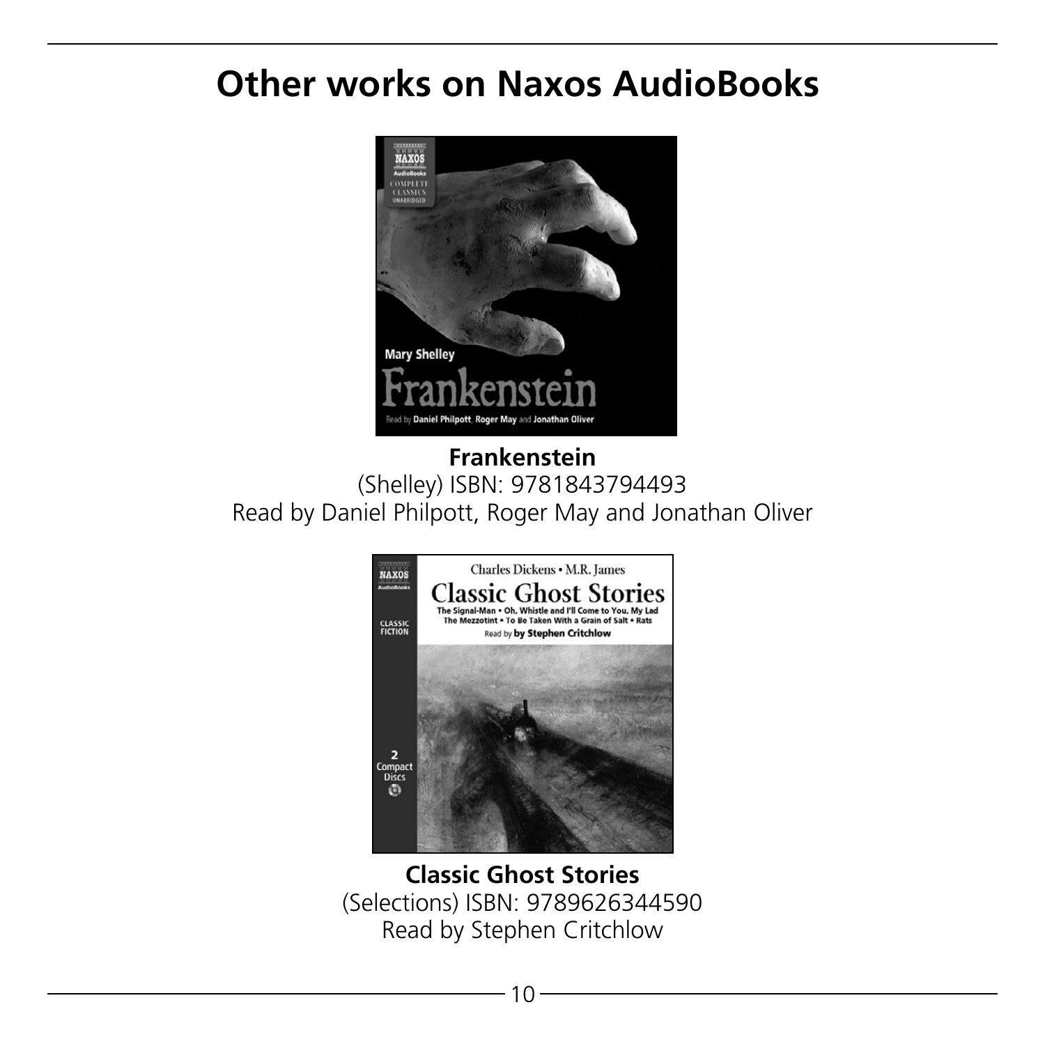# Other works on Naxos AudioBooks

**Frankenstein**
(Shelley) ISBN: 9781843794493
Read by Daniel Philpott, Roger May and Jonathan Oliver

**Classic Ghost Stories**
(Selections) ISBN: 9789626344590
Read by Stephen Critchlow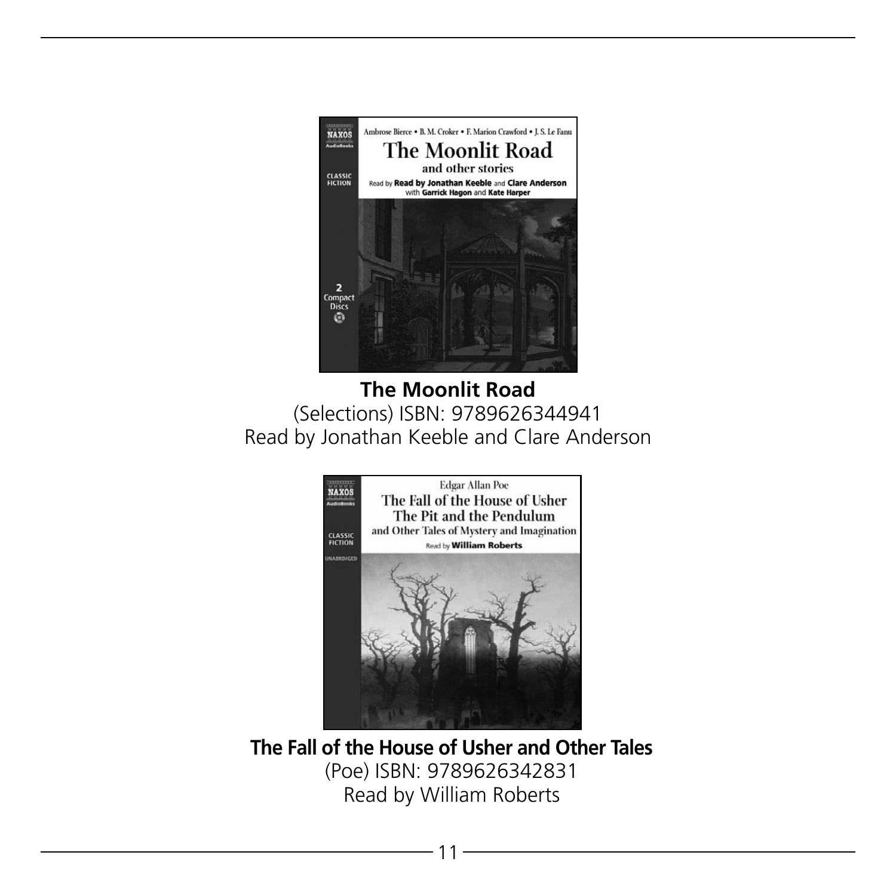**The Moonlit Road**
(Selections) ISBN: 9789626344941
Read by Jonathan Keeble and Clare Anderson

**The Fall of the House of Usher and Other Tales**
(Poe) ISBN: 9789626342831
Read by William Roberts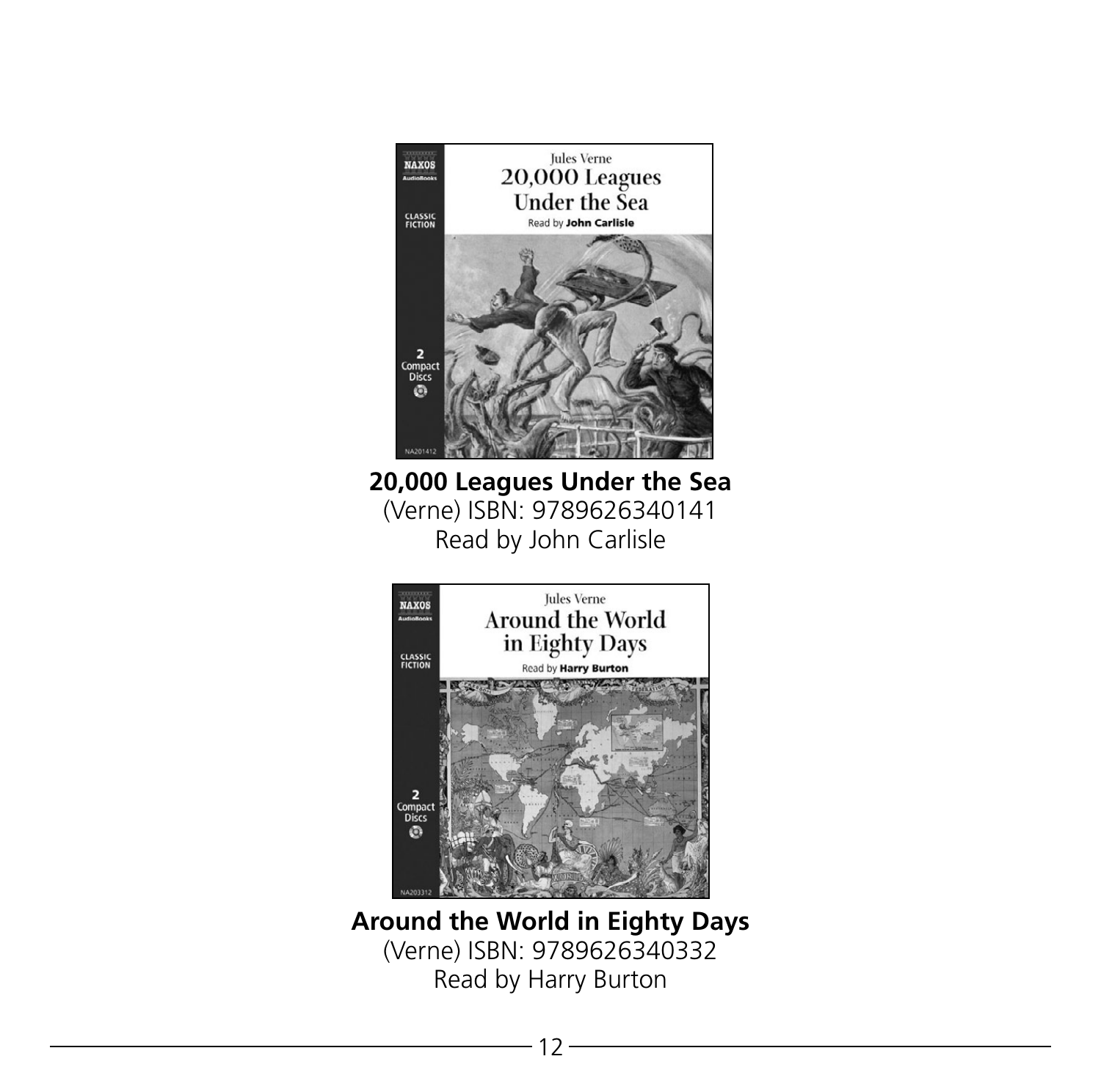**20,000 Leagues Under the Sea**
(Verne) ISBN: 9789626340141
Read by John Carlisle

**Around the World in Eighty Days**
(Verne) ISBN: 9789626340332
Read by Harry Burton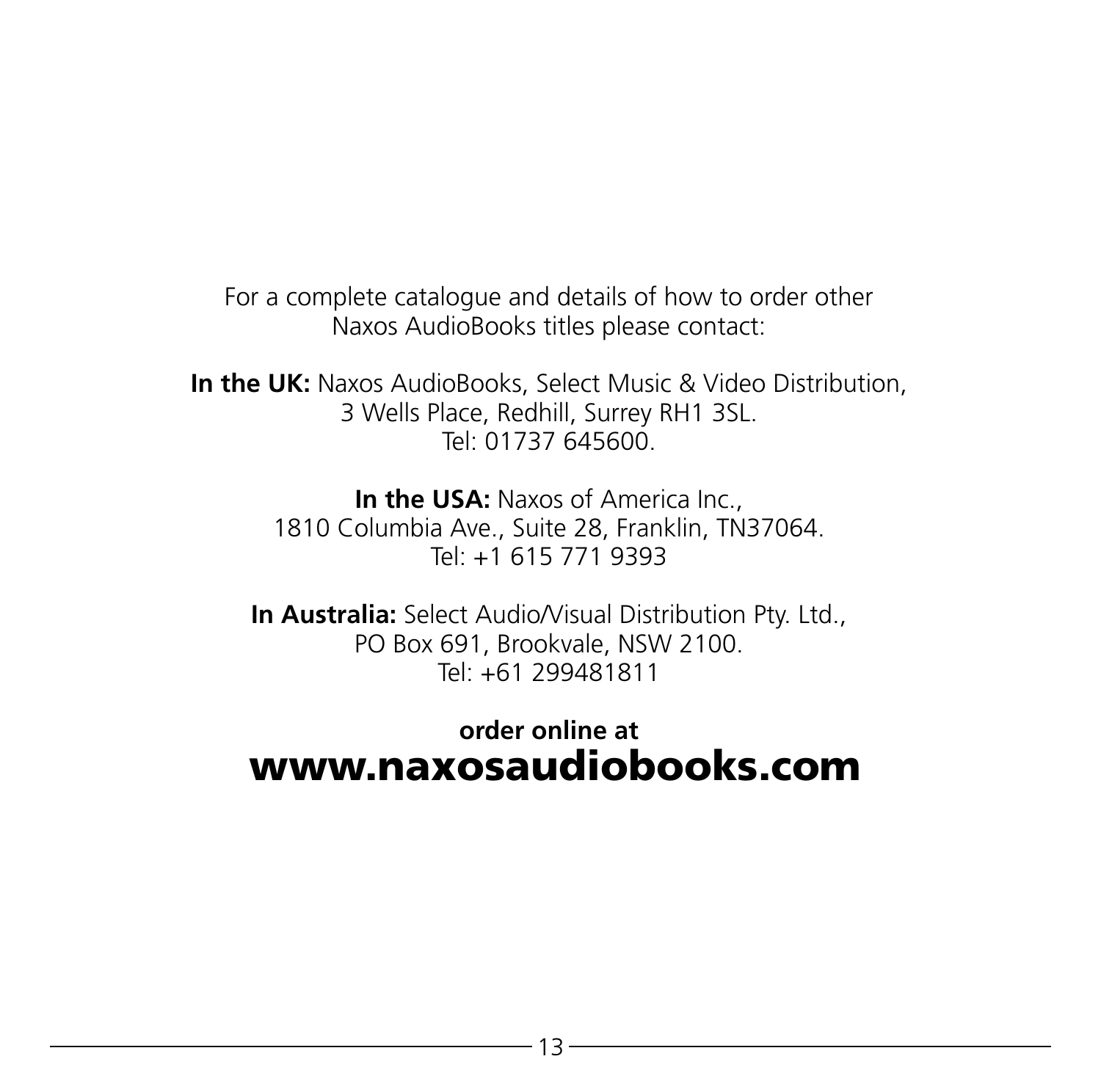For a complete catalogue and details of how to order other Naxos AudioBooks titles please contact:

**In the UK:** Naxos AudioBooks, Select Music & Video Distribution, 3 Wells Place, Redhill, Surrey RH1 3SL.
Tel: 01737 645600.

**In the USA:** Naxos of America Inc., 1810 Columbia Ave., Suite 28, Franklin, TN37064.
Tel: +1 615 771 9393

**In Australia:** Select Audio/Visual Distribution Pty. Ltd., PO Box 691, Brookvale, NSW 2100.
Tel: +61 299481811

**order online at**
# www.naxosaudiobooks.com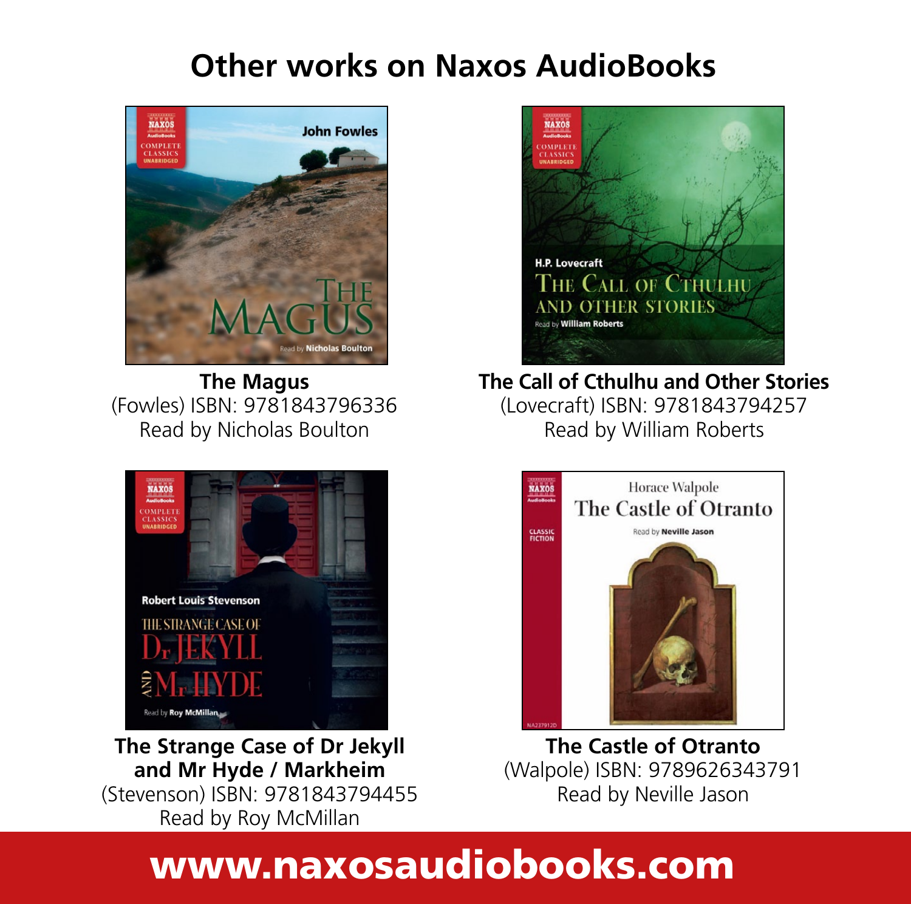# Other works on Naxos AudioBooks

**The Magus**
(Fowles) ISBN: 9781843796336
Read by Nicholas Boulton

**The Call of Cthulhu and Other Stories**
(Lovecraft) ISBN: 9781843794257
Read by William Roberts

**The Strange Case of Dr Jekyll and Mr Hyde / Markheim**
(Stevenson) ISBN: 9781843794455
Read by Roy McMillan

**The Castle of Otranto**
(Walpole) ISBN: 9789626343791
Read by Neville Jason

**www.naxosaudiobooks.com**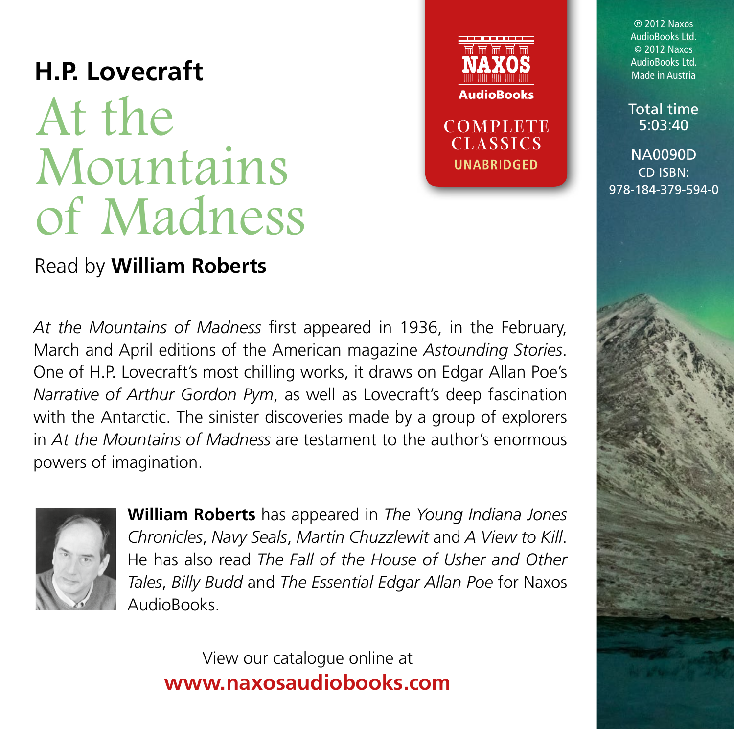**H.P. Lovecraft**

# At the Mountains of Madness

Read by **William Roberts**

NAXOS AudioBooks

COMPLETE CLASSICS

UNABRIDGED

℗ 2012 Naxos AudioBooks Ltd.
© 2012 Naxos AudioBooks Ltd.
Made in Austria

Total time
5:03:40

NA0090D
CD ISBN:
978-184-379-594-0

*At the Mountains of Madness* first appeared in 1936, in the February, March and April editions of the American magazine *Astounding Stories*. One of H.P. Lovecraft's most chilling works, it draws on Edgar Allan Poe's *Narrative of Arthur Gordon Pym*, as well as Lovecraft's deep fascination with the Antarctic. The sinister discoveries made by a group of explorers in *At the Mountains of Madness* are testament to the author's enormous powers of imagination.

**William Roberts** has appeared in *The Young Indiana Jones Chronicles*, *Navy Seals*, *Martin Chuzzlewit* and *A View to Kill*. He has also read *The Fall of the House of Usher and Other Tales*, *Billy Budd* and *The Essential Edgar Allan Poe* for Naxos AudioBooks.

View our catalogue online at
**www.naxosaudiobooks.com**